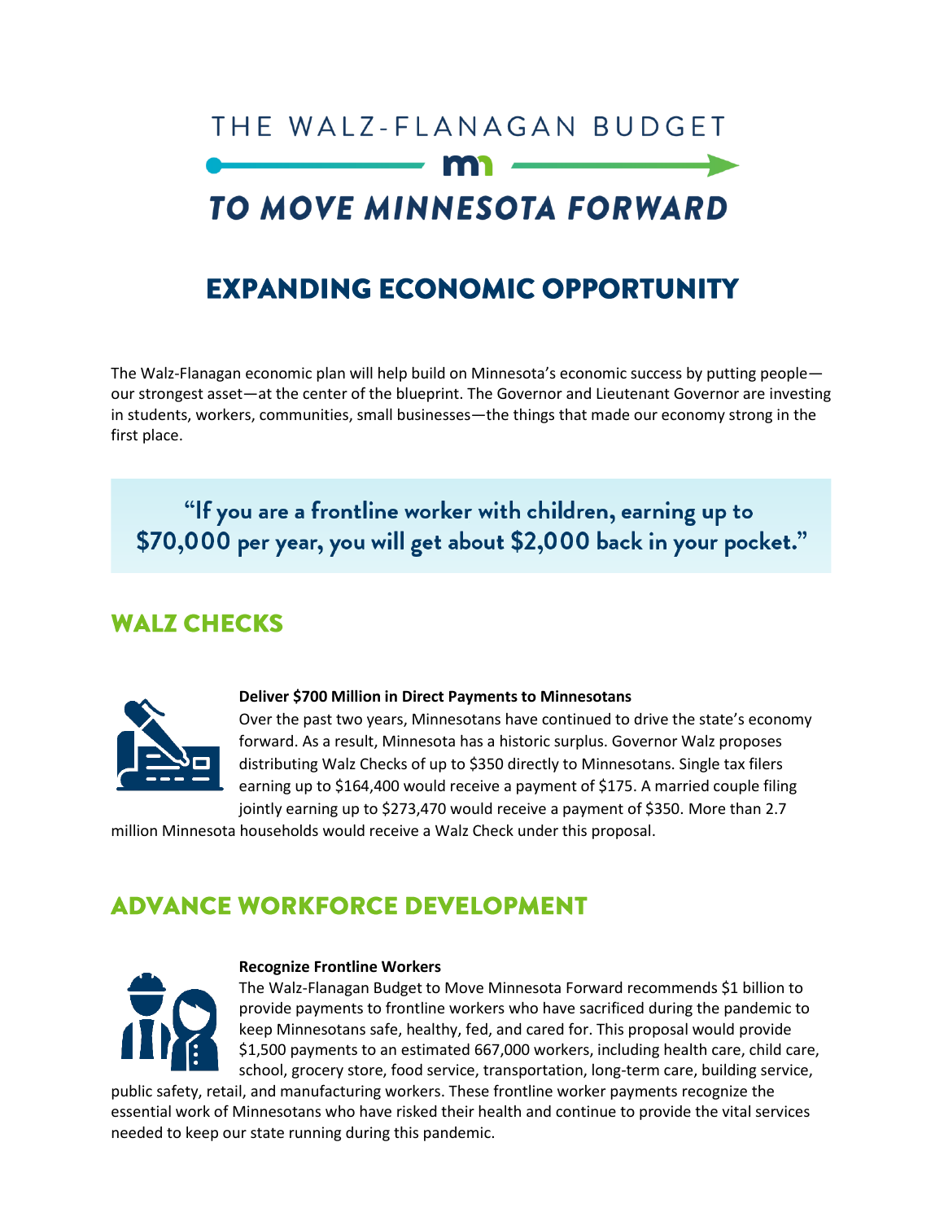# THE WALZ-FLANAGAN BUDGET

# TO MOVE MINNESOTA FORWARD

## EXPANDING ECONOMIC OPPORTUNITY

The Walz-Flanagan economic plan will help build on Minnesota's economic success by putting people—our strongest asset—at the center of the blueprint. The Governor and Lieutenant Governor are investing in students, workers, communities, small businesses—the things that made our economy strong in the first place.

> **"If you are a frontline worker with children, earning up to $70,000 per year, you will get about $2,000 back in your pocket."**

## WALZ CHECKS

**Deliver $700 Million in Direct Payments to Minnesotans**

Over the past two years, Minnesotans have continued to drive the state's economy forward. As a result, Minnesota has a historic surplus. Governor Walz proposes distributing Walz Checks of up to $350 directly to Minnesotans. Single tax filers earning up to $164,400 would receive a payment of $175. A married couple filing jointly earning up to $273,470 would receive a payment of $350. More than 2.7 million Minnesota households would receive a Walz Check under this proposal.

## ADVANCE WORKFORCE DEVELOPMENT

**Recognize Frontline Workers**

The Walz-Flanagan Budget to Move Minnesota Forward recommends $1 billion to provide payments to frontline workers who have sacrificed during the pandemic to keep Minnesotans safe, healthy, fed, and cared for. This proposal would provide $1,500 payments to an estimated 667,000 workers, including health care, child care, school, grocery store, food service, transportation, long-term care, building service, public safety, retail, and manufacturing workers. These frontline worker payments recognize the essential work of Minnesotans who have risked their health and continue to provide the vital services needed to keep our state running during this pandemic.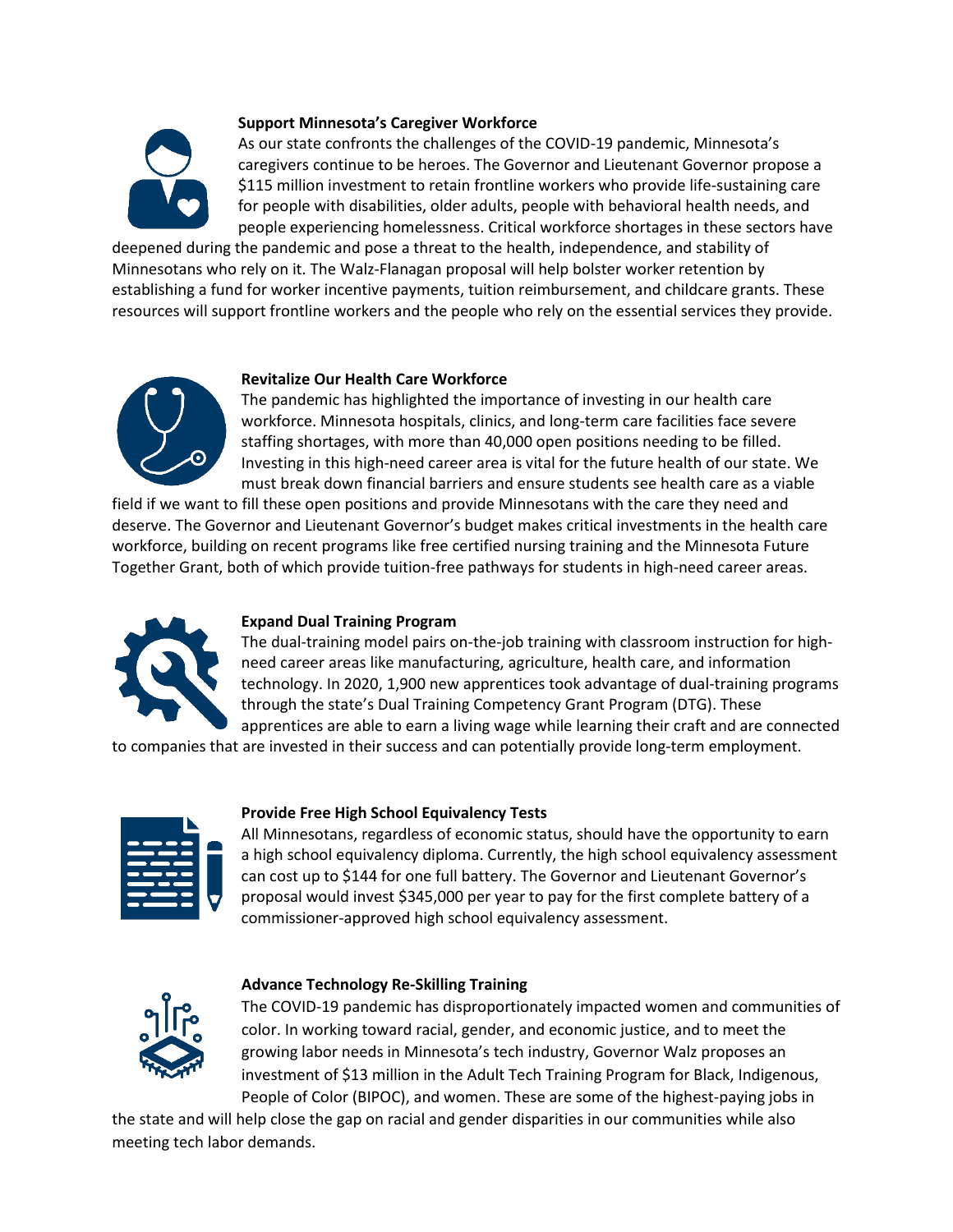### Support Minnesota's Caregiver Workforce

As our state confronts the challenges of the COVID-19 pandemic, Minnesota's caregivers continue to be heroes. The Governor and Lieutenant Governor propose a $115 million investment to retain frontline workers who provide life-sustaining care for people with disabilities, older adults, people with behavioral health needs, and people experiencing homelessness. Critical workforce shortages in these sectors have deepened during the pandemic and pose a threat to the health, independence, and stability of Minnesotans who rely on it. The Walz-Flanagan proposal will help bolster worker retention by establishing a fund for worker incentive payments, tuition reimbursement, and childcare grants. These resources will support frontline workers and the people who rely on the essential services they provide.

### Revitalize Our Health Care Workforce

The pandemic has highlighted the importance of investing in our health care workforce. Minnesota hospitals, clinics, and long-term care facilities face severe staffing shortages, with more than 40,000 open positions needing to be filled. Investing in this high-need career area is vital for the future health of our state. We must break down financial barriers and ensure students see health care as a viable field if we want to fill these open positions and provide Minnesotans with the care they need and deserve. The Governor and Lieutenant Governor's budget makes critical investments in the health care workforce, building on recent programs like free certified nursing training and the Minnesota Future Together Grant, both of which provide tuition-free pathways for students in high-need career areas.

### Expand Dual Training Program

The dual-training model pairs on-the-job training with classroom instruction for high-need career areas like manufacturing, agriculture, health care, and information technology. In 2020, 1,900 new apprentices took advantage of dual-training programs through the state's Dual Training Competency Grant Program (DTG). These apprentices are able to earn a living wage while learning their craft and are connected to companies that are invested in their success and can potentially provide long-term employment.

### Provide Free High School Equivalency Tests

All Minnesotans, regardless of economic status, should have the opportunity to earn a high school equivalency diploma. Currently, the high school equivalency assessment can cost up to $144 for one full battery. The Governor and Lieutenant Governor's proposal would invest $345,000 per year to pay for the first complete battery of a commissioner-approved high school equivalency assessment.

### Advance Technology Re-Skilling Training

The COVID-19 pandemic has disproportionately impacted women and communities of color. In working toward racial, gender, and economic justice, and to meet the growing labor needs in Minnesota's tech industry, Governor Walz proposes an investment of $13 million in the Adult Tech Training Program for Black, Indigenous, People of Color (BIPOC), and women. These are some of the highest-paying jobs in the state and will help close the gap on racial and gender disparities in our communities while also meeting tech labor demands.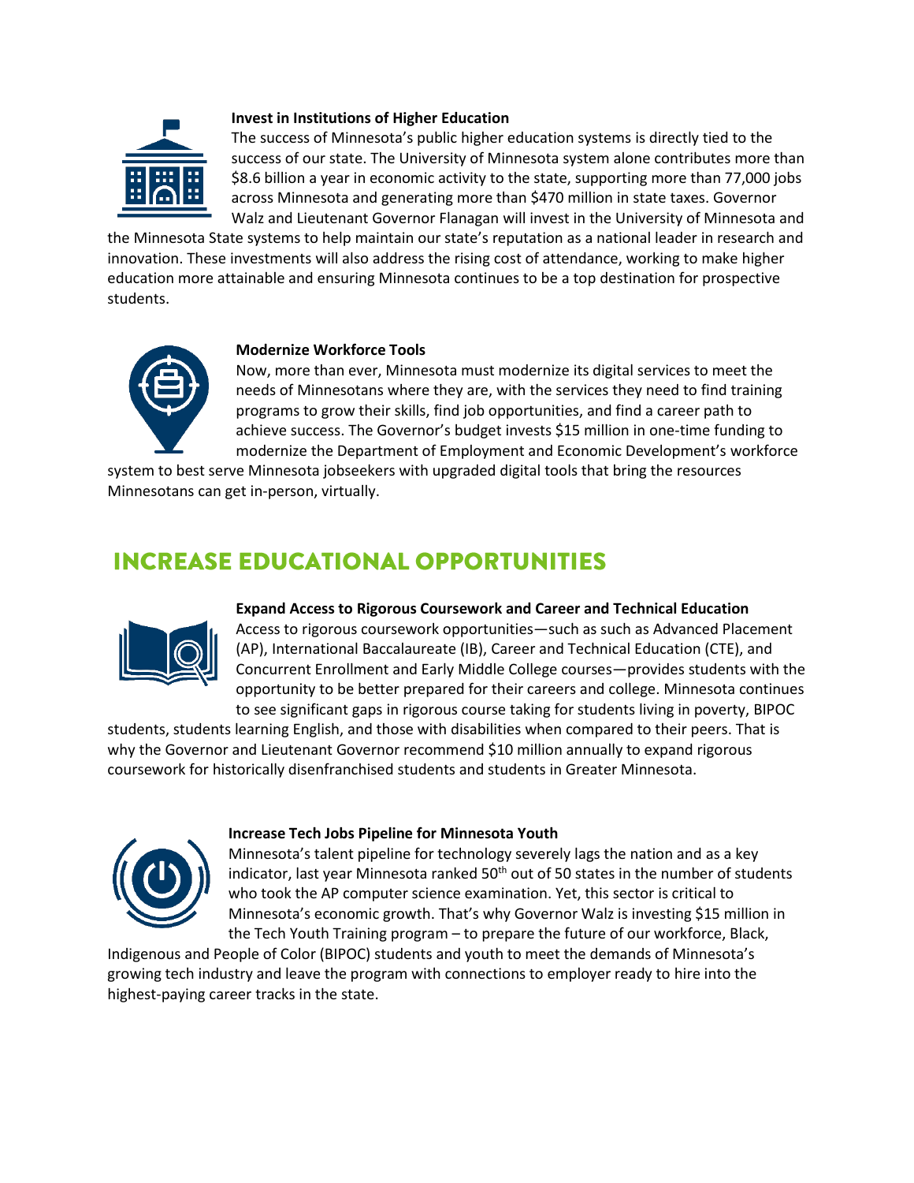### Invest in Institutions of Higher Education

The success of Minnesota's public higher education systems is directly tied to the success of our state. The University of Minnesota system alone contributes more than $8.6 billion a year in economic activity to the state, supporting more than 77,000 jobs across Minnesota and generating more than $470 million in state taxes. Governor Walz and Lieutenant Governor Flanagan will invest in the University of Minnesota and the Minnesota State systems to help maintain our state's reputation as a national leader in research and innovation. These investments will also address the rising cost of attendance, working to make higher education more attainable and ensuring Minnesota continues to be a top destination for prospective students.

### Modernize Workforce Tools

Now, more than ever, Minnesota must modernize its digital services to meet the needs of Minnesotans where they are, with the services they need to find training programs to grow their skills, find job opportunities, and find a career path to achieve success. The Governor's budget invests $15 million in one-time funding to modernize the Department of Employment and Economic Development's workforce system to best serve Minnesota jobseekers with upgraded digital tools that bring the resources Minnesotans can get in-person, virtually.

## INCREASE EDUCATIONAL OPPORTUNITIES

### Expand Access to Rigorous Coursework and Career and Technical Education

Access to rigorous coursework opportunities—such as such as Advanced Placement (AP), International Baccalaureate (IB), Career and Technical Education (CTE), and Concurrent Enrollment and Early Middle College courses—provides students with the opportunity to be better prepared for their careers and college. Minnesota continues to see significant gaps in rigorous course taking for students living in poverty, BIPOC students, students learning English, and those with disabilities when compared to their peers. That is why the Governor and Lieutenant Governor recommend $10 million annually to expand rigorous coursework for historically disenfranchised students and students in Greater Minnesota.

### Increase Tech Jobs Pipeline for Minnesota Youth

Minnesota's talent pipeline for technology severely lags the nation and as a key indicator, last year Minnesota ranked 50th out of 50 states in the number of students who took the AP computer science examination. Yet, this sector is critical to Minnesota's economic growth. That's why Governor Walz is investing $15 million in the Tech Youth Training program – to prepare the future of our workforce, Black, Indigenous and People of Color (BIPOC) students and youth to meet the demands of Minnesota's growing tech industry and leave the program with connections to employer ready to hire into the highest-paying career tracks in the state.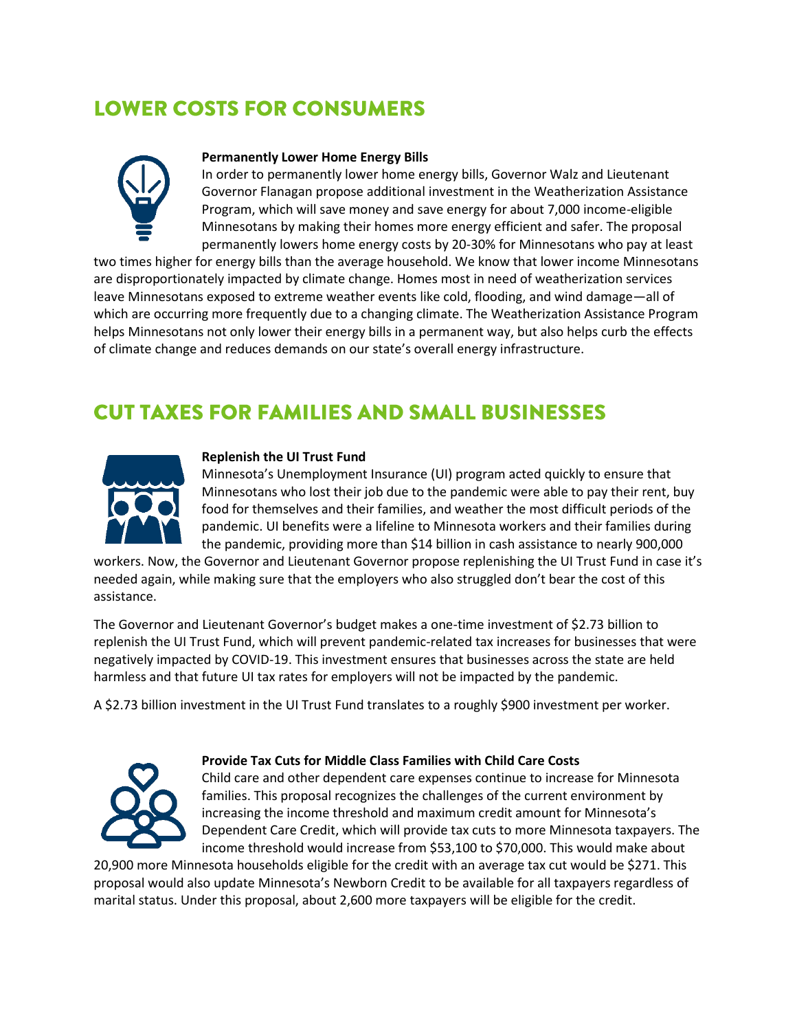## LOWER COSTS FOR CONSUMERS

**Permanently Lower Home Energy Bills**

In order to permanently lower home energy bills, Governor Walz and Lieutenant Governor Flanagan propose additional investment in the Weatherization Assistance Program, which will save money and save energy for about 7,000 income-eligible Minnesotans by making their homes more energy efficient and safer. The proposal permanently lowers home energy costs by 20-30% for Minnesotans who pay at least two times higher for energy bills than the average household. We know that lower income Minnesotans are disproportionately impacted by climate change. Homes most in need of weatherization services leave Minnesotans exposed to extreme weather events like cold, flooding, and wind damage—all of which are occurring more frequently due to a changing climate. The Weatherization Assistance Program helps Minnesotans not only lower their energy bills in a permanent way, but also helps curb the effects of climate change and reduces demands on our state's overall energy infrastructure.

## CUT TAXES FOR FAMILIES AND SMALL BUSINESSES

**Replenish the UI Trust Fund**

Minnesota's Unemployment Insurance (UI) program acted quickly to ensure that Minnesotans who lost their job due to the pandemic were able to pay their rent, buy food for themselves and their families, and weather the most difficult periods of the pandemic. UI benefits were a lifeline to Minnesota workers and their families during the pandemic, providing more than $14 billion in cash assistance to nearly 900,000 workers. Now, the Governor and Lieutenant Governor propose replenishing the UI Trust Fund in case it's needed again, while making sure that the employers who also struggled don't bear the cost of this assistance.

The Governor and Lieutenant Governor's budget makes a one-time investment of $2.73 billion to replenish the UI Trust Fund, which will prevent pandemic-related tax increases for businesses that were negatively impacted by COVID-19. This investment ensures that businesses across the state are held harmless and that future UI tax rates for employers will not be impacted by the pandemic.

A $2.73 billion investment in the UI Trust Fund translates to a roughly $900 investment per worker.

**Provide Tax Cuts for Middle Class Families with Child Care Costs**

Child care and other dependent care expenses continue to increase for Minnesota families. This proposal recognizes the challenges of the current environment by increasing the income threshold and maximum credit amount for Minnesota's Dependent Care Credit, which will provide tax cuts to more Minnesota taxpayers. The income threshold would increase from $53,100 to $70,000. This would make about 20,900 more Minnesota households eligible for the credit with an average tax cut would be $271. This proposal would also update Minnesota's Newborn Credit to be available for all taxpayers regardless of marital status. Under this proposal, about 2,600 more taxpayers will be eligible for the credit.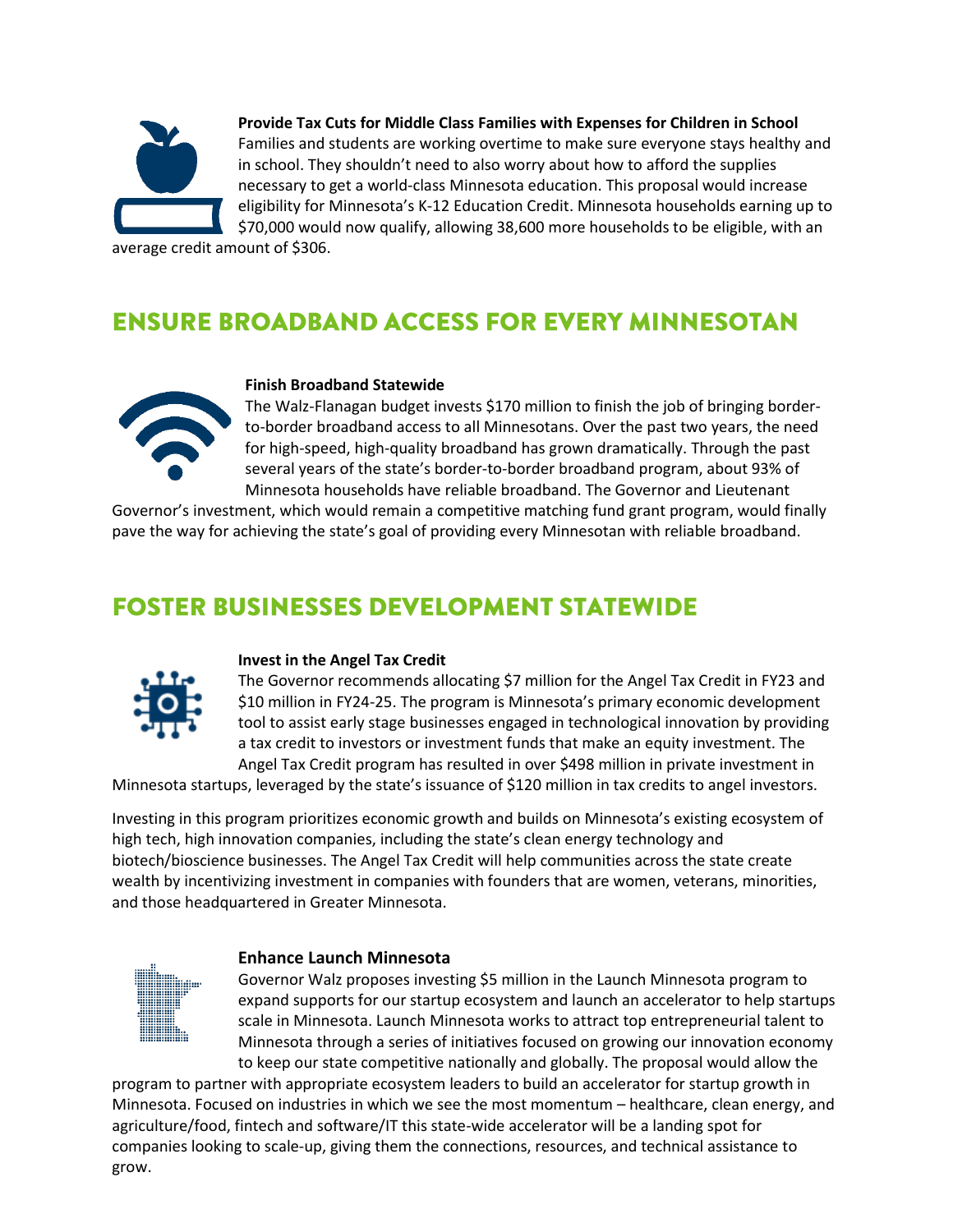**Provide Tax Cuts for Middle Class Families with Expenses for Children in School**

Families and students are working overtime to make sure everyone stays healthy and in school. They shouldn't need to also worry about how to afford the supplies necessary to get a world-class Minnesota education. This proposal would increase eligibility for Minnesota's K-12 Education Credit. Minnesota households earning up to $70,000 would now qualify, allowing 38,600 more households to be eligible, with an average credit amount of $306.

## ENSURE BROADBAND ACCESS FOR EVERY MINNESOTAN

**Finish Broadband Statewide**

The Walz-Flanagan budget invests $170 million to finish the job of bringing border-to-border broadband access to all Minnesotans. Over the past two years, the need for high-speed, high-quality broadband has grown dramatically. Through the past several years of the state's border-to-border broadband program, about 93% of Minnesota households have reliable broadband. The Governor and Lieutenant Governor's investment, which would remain a competitive matching fund grant program, would finally pave the way for achieving the state's goal of providing every Minnesotan with reliable broadband.

## FOSTER BUSINESSES DEVELOPMENT STATEWIDE

**Invest in the Angel Tax Credit**

The Governor recommends allocating $7 million for the Angel Tax Credit in FY23 and $10 million in FY24-25. The program is Minnesota's primary economic development tool to assist early stage businesses engaged in technological innovation by providing a tax credit to investors or investment funds that make an equity investment. The Angel Tax Credit program has resulted in over $498 million in private investment in Minnesota startups, leveraged by the state's issuance of $120 million in tax credits to angel investors.

Investing in this program prioritizes economic growth and builds on Minnesota's existing ecosystem of high tech, high innovation companies, including the state's clean energy technology and biotech/bioscience businesses. The Angel Tax Credit will help communities across the state create wealth by incentivizing investment in companies with founders that are women, veterans, minorities, and those headquartered in Greater Minnesota.

**Enhance Launch Minnesota**

Governor Walz proposes investing $5 million in the Launch Minnesota program to expand supports for our startup ecosystem and launch an accelerator to help startups scale in Minnesota. Launch Minnesota works to attract top entrepreneurial talent to Minnesota through a series of initiatives focused on growing our innovation economy to keep our state competitive nationally and globally. The proposal would allow the program to partner with appropriate ecosystem leaders to build an accelerator for startup growth in Minnesota. Focused on industries in which we see the most momentum – healthcare, clean energy, and agriculture/food, fintech and software/IT this state-wide accelerator will be a landing spot for companies looking to scale-up, giving them the connections, resources, and technical assistance to grow.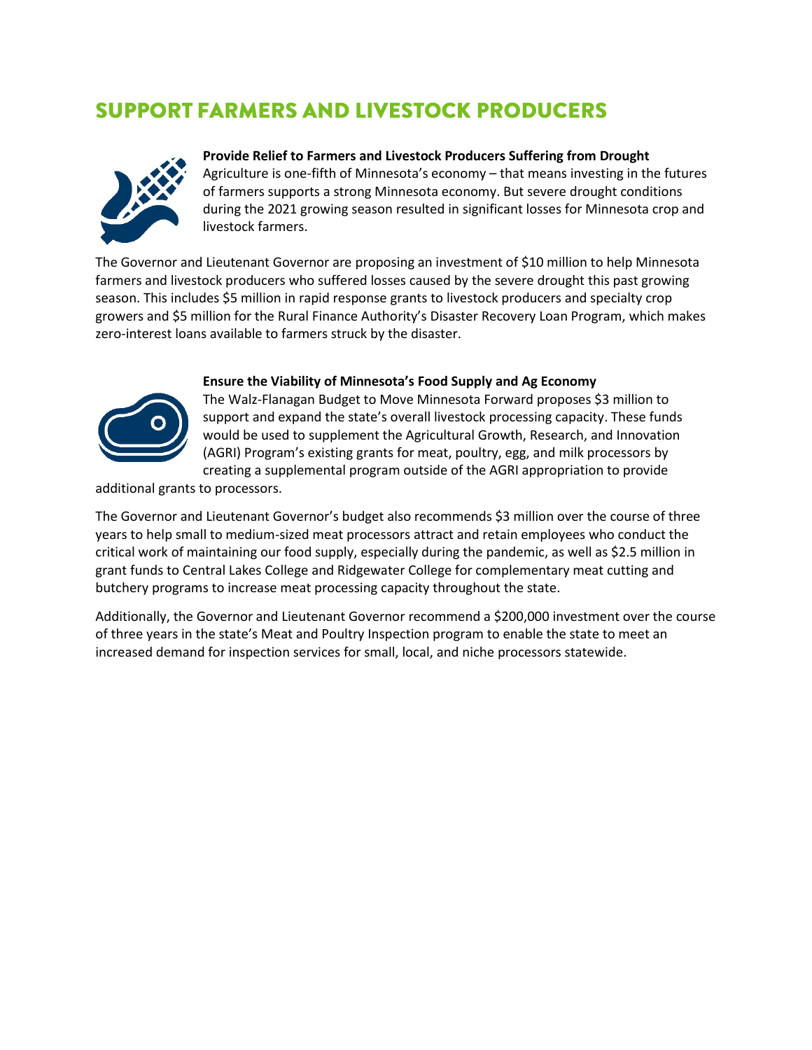# SUPPORT FARMERS AND LIVESTOCK PRODUCERS

**Provide Relief to Farmers and Livestock Producers Suffering from Drought**

Agriculture is one-fifth of Minnesota's economy – that means investing in the futures of farmers supports a strong Minnesota economy. But severe drought conditions during the 2021 growing season resulted in significant losses for Minnesota crop and livestock farmers.

The Governor and Lieutenant Governor are proposing an investment of $10 million to help Minnesota farmers and livestock producers who suffered losses caused by the severe drought this past growing season. This includes $5 million in rapid response grants to livestock producers and specialty crop growers and $5 million for the Rural Finance Authority's Disaster Recovery Loan Program, which makes zero-interest loans available to farmers struck by the disaster.

**Ensure the Viability of Minnesota's Food Supply and Ag Economy**

The Walz-Flanagan Budget to Move Minnesota Forward proposes $3 million to support and expand the state's overall livestock processing capacity. These funds would be used to supplement the Agricultural Growth, Research, and Innovation (AGRI) Program's existing grants for meat, poultry, egg, and milk processors by creating a supplemental program outside of the AGRI appropriation to provide additional grants to processors.

The Governor and Lieutenant Governor's budget also recommends $3 million over the course of three years to help small to medium-sized meat processors attract and retain employees who conduct the critical work of maintaining our food supply, especially during the pandemic, as well as $2.5 million in grant funds to Central Lakes College and Ridgewater College for complementary meat cutting and butchery programs to increase meat processing capacity throughout the state.

Additionally, the Governor and Lieutenant Governor recommend a $200,000 investment over the course of three years in the state's Meat and Poultry Inspection program to enable the state to meet an increased demand for inspection services for small, local, and niche processors statewide.